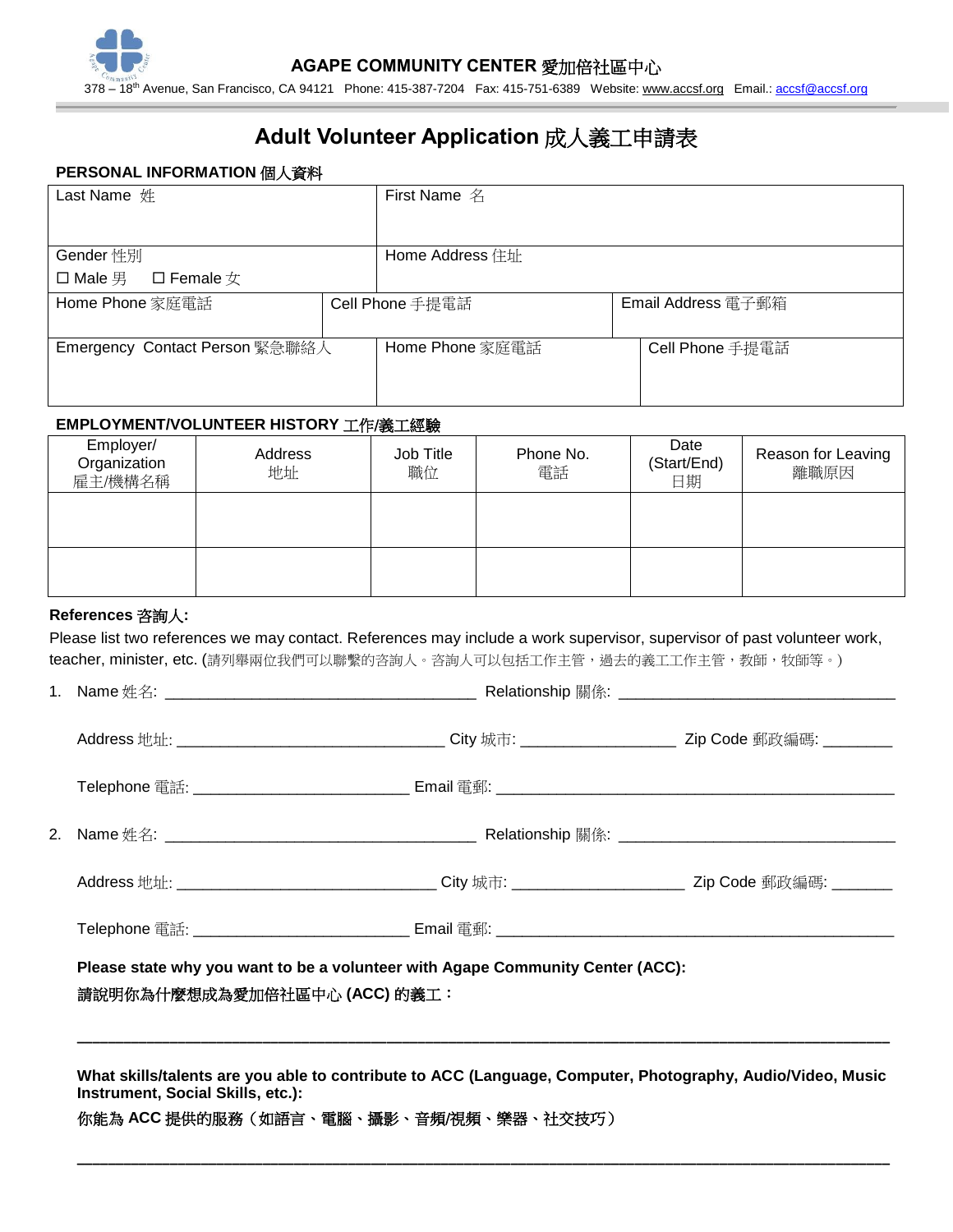**AGAPE COMMUNITY CENTER 愛加倍社區中心**

378 – 18th Avenue, San Francisco, CA 94121 Phone: 415-387-7204 Fax: 415-751-6389 Website: www.accsf.org Email.: accsf@accsf.org

# Adult Volunteer Application 成人義工申請表

## PERSONAL INFORMATION 個人資料

| Last Name 姓 | | First Name 名 | |
|---|---|---|---|
| Gender 性別<br>☐ Male 男 ☐ Female 女 | | Home Address 住址 | |
| Home Phone 家庭電話 | Cell Phone 手提電話 | | Email Address 電子郵箱 |
| Emergency Contact Person 緊急聯絡人 | | Home Phone 家庭電話 | Cell Phone 手提電話 |

## EMPLOYMENT/VOLUNTEER HISTORY 工作/義工經驗

| Employer/ Organization 雇主/機構名稱 | Address 地址 | Job Title 職位 | Phone No. 電話 | Date (Start/End) 日期 | Reason for Leaving 離職原因 |
|---|---|---|---|---|---|
| | | | | | |
| | | | | | |

**References 咨詢人:**

Please list two references we may contact. References may include a work supervisor, supervisor of past volunteer work, teacher, minister, etc. (請列舉兩位我們可以聯繫的咨詢人。咨詢人可以包括工作主管，過去的義工工作主管，教師，牧師等。)

1. Name 姓名: ____________________________________ Relationship 關係: ________________________________

   Address 地址: ______________________________ City 城市: _________________ Zip Code 郵政編碼: ________

   Telephone 電話: ________________________ Email 電郵: ______________________________________________

2. Name 姓名: ____________________________________ Relationship 關係: ________________________________

   Address 地址: ______________________________ City 城市: ___________________ Zip Code 郵政編碼: _______

   Telephone 電話: ________________________ Email 電郵: ______________________________________________

**Please state why you want to be a volunteer with Agape Community Center (ACC):**

**請說明你為什麼想成為愛加倍社區中心 (ACC) 的義工：**

______________________________________________________________________________________

**What skills/talents are you able to contribute to ACC (Language, Computer, Photography, Audio/Video, Music Instrument, Social Skills, etc.):**

**你能為 ACC 提供的服務（如語言、電腦、攝影、音頻/視頻、樂器、社交技巧）**

______________________________________________________________________________________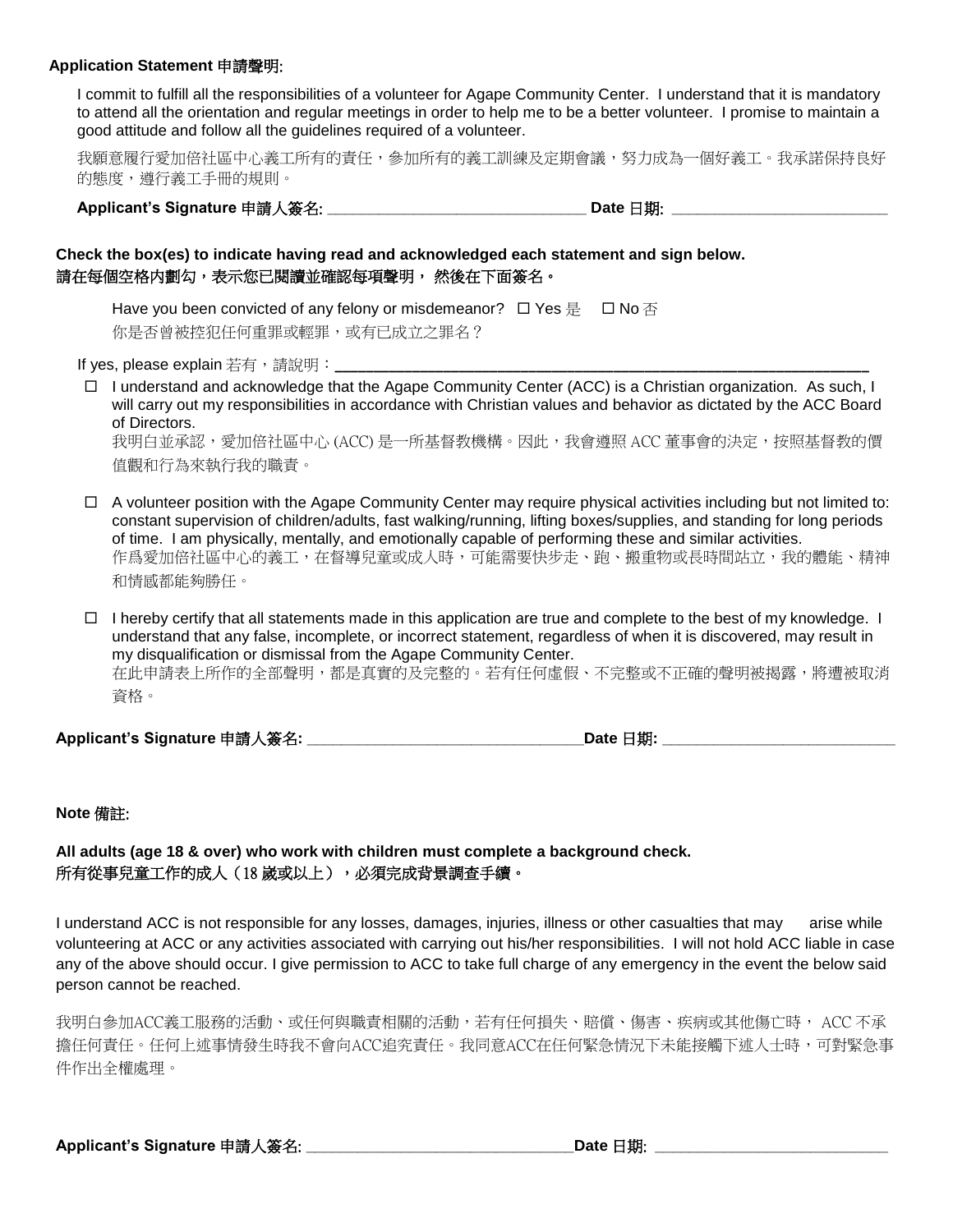**Application Statement 申請聲明:**

I commit to fulfill all the responsibilities of a volunteer for Agape Community Center. I understand that it is mandatory to attend all the orientation and regular meetings in order to help me to be a better volunteer. I promise to maintain a good attitude and follow all the guidelines required of a volunteer.

我願意履行愛加倍社區中心義工所有的責任，參加所有的義工訓練及定期會議，努力成為一個好義工。我承諾保持良好的態度，遵行義工手冊的規則。

**Applicant's Signature 申請人簽名:** ______________________________ **Date 日期:** _________________________

**Check the box(es) to indicate having read and acknowledged each statement and sign below.**
**請在每個空格內劃勾，表示您已閱讀並確認每項聲明， 然後在下面簽名。**

Have you been convicted of any felony or misdemeanor? ☐ Yes 是 ☐ No 否
你是否曾被控犯任何重罪或輕罪，或有已成立之罪名？

If yes, please explain 若有，請說明：______________________________________________________________

☐ I understand and acknowledge that the Agape Community Center (ACC) is a Christian organization. As such, I will carry out my responsibilities in accordance with Christian values and behavior as dictated by the ACC Board of Directors.
我明白並承認，愛加倍社區中心 (ACC) 是一所基督教機構。因此，我會遵照 ACC 董事會的決定，按照基督教的價值觀和行為來執行我的職責。

☐ A volunteer position with the Agape Community Center may require physical activities including but not limited to: constant supervision of children/adults, fast walking/running, lifting boxes/supplies, and standing for long periods of time. I am physically, mentally, and emotionally capable of performing these and similar activities.
作爲愛加倍社區中心的義工，在督導兒童或成人時，可能需要快步走、跑、搬重物或長時間站立，我的體能、精神和情感都能夠勝任。

☐ I hereby certify that all statements made in this application are true and complete to the best of my knowledge. I understand that any false, incomplete, or incorrect statement, regardless of when it is discovered, may result in my disqualification or dismissal from the Agape Community Center.
在此申請表上所作的全部聲明，都是真實的及完整的。若有任何虛假、不完整或不正確的聲明被揭露，將遭被取消資格。

**Applicant's Signature 申請人簽名:** ______________________________**Date 日期:** __________________________

**Note 備註:**

**All adults (age 18 & over) who work with children must complete a background check.**
**所有從事兒童工作的成人（18 歲或以上），必須完成背景調查手續。**

I understand ACC is not responsible for any losses, damages, injuries, illness or other casualties that may arise while volunteering at ACC or any activities associated with carrying out his/her responsibilities. I will not hold ACC liable in case any of the above should occur. I give permission to ACC to take full charge of any emergency in the event the below said person cannot be reached.

我明白參加ACC義工服務的活動、或任何與職責相關的活動，若有任何損失、賠償、傷害、疾病或其他傷亡時， ACC 不承擔任何責任。任何上述事情發生時我不會向ACC追究責任。我同意ACC在任何緊急情況下未能接觸下述人士時，可對緊急事件作出全權處理。

**Applicant's Signature 申請人簽名:** ______________________________**Date 日期:** __________________________